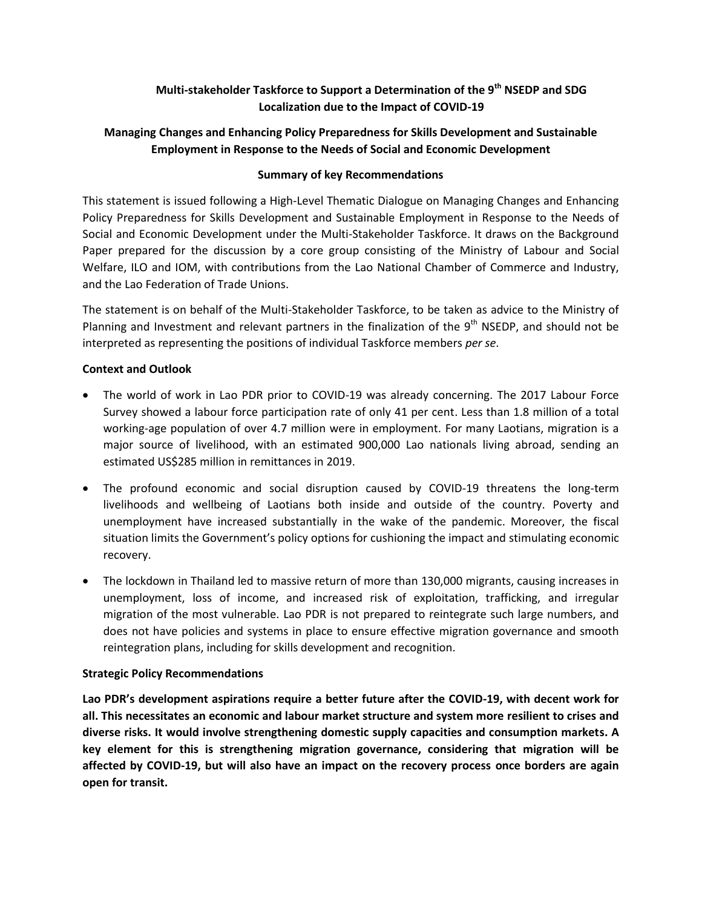# Multi-stakeholder Taskforce to Support a Determination of the 9th NSEDP and SDG Localization due to the Impact of COVID-19

## Managing Changes and Enhancing Policy Preparedness for Skills Development and Sustainable Employment in Response to the Needs of Social and Economic Development

### Summary of key Recommendations

This statement is issued following a High-Level Thematic Dialogue on Managing Changes and Enhancing Policy Preparedness for Skills Development and Sustainable Employment in Response to the Needs of Social and Economic Development under the Multi-Stakeholder Taskforce. It draws on the Background Paper prepared for the discussion by a core group consisting of the Ministry of Labour and Social Welfare, ILO and IOM, with contributions from the Lao National Chamber of Commerce and Industry, and the Lao Federation of Trade Unions.

The statement is on behalf of the Multi-Stakeholder Taskforce, to be taken as advice to the Ministry of Planning and Investment and relevant partners in the finalization of the 9th NSEDP, and should not be interpreted as representing the positions of individual Taskforce members *per se*.

**Context and Outlook**

- The world of work in Lao PDR prior to COVID-19 was already concerning. The 2017 Labour Force Survey showed a labour force participation rate of only 41 per cent. Less than 1.8 million of a total working-age population of over 4.7 million were in employment. For many Laotians, migration is a major source of livelihood, with an estimated 900,000 Lao nationals living abroad, sending an estimated US$285 million in remittances in 2019.
- The profound economic and social disruption caused by COVID-19 threatens the long-term livelihoods and wellbeing of Laotians both inside and outside of the country. Poverty and unemployment have increased substantially in the wake of the pandemic. Moreover, the fiscal situation limits the Government's policy options for cushioning the impact and stimulating economic recovery.
- The lockdown in Thailand led to massive return of more than 130,000 migrants, causing increases in unemployment, loss of income, and increased risk of exploitation, trafficking, and irregular migration of the most vulnerable. Lao PDR is not prepared to reintegrate such large numbers, and does not have policies and systems in place to ensure effective migration governance and smooth reintegration plans, including for skills development and recognition.

**Strategic Policy Recommendations**

**Lao PDR's development aspirations require a better future after the COVID-19, with decent work for all. This necessitates an economic and labour market structure and system more resilient to crises and diverse risks. It would involve strengthening domestic supply capacities and consumption markets. A key element for this is strengthening migration governance, considering that migration will be affected by COVID-19, but will also have an impact on the recovery process once borders are again open for transit.**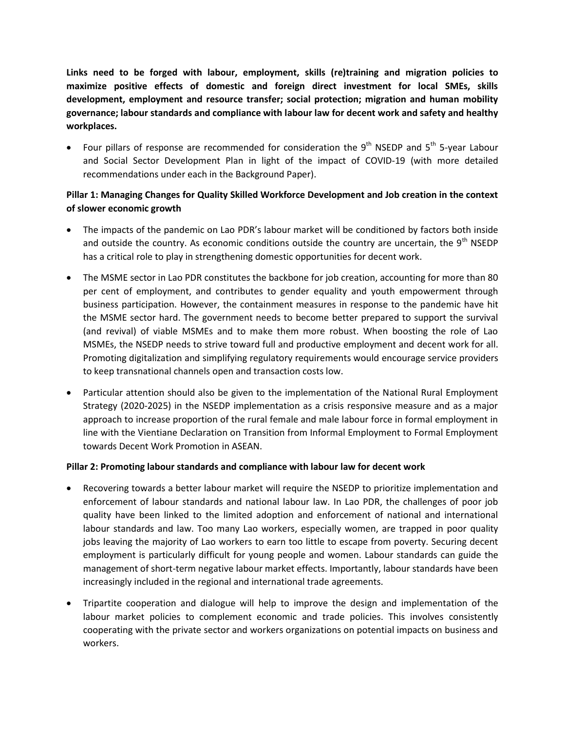**Links need to be forged with labour, employment, skills (re)training and migration policies to maximize positive effects of domestic and foreign direct investment for local SMEs, skills development, employment and resource transfer; social protection; migration and human mobility governance; labour standards and compliance with labour law for decent work and safety and healthy workplaces.**

- Four pillars of response are recommended for consideration the 9th NSEDP and 5th 5-year Labour and Social Sector Development Plan in light of the impact of COVID-19 (with more detailed recommendations under each in the Background Paper).

**Pillar 1: Managing Changes for Quality Skilled Workforce Development and Job creation in the context of slower economic growth**

- The impacts of the pandemic on Lao PDR's labour market will be conditioned by factors both inside and outside the country. As economic conditions outside the country are uncertain, the 9th NSEDP has a critical role to play in strengthening domestic opportunities for decent work.
- The MSME sector in Lao PDR constitutes the backbone for job creation, accounting for more than 80 per cent of employment, and contributes to gender equality and youth empowerment through business participation. However, the containment measures in response to the pandemic have hit the MSME sector hard. The government needs to become better prepared to support the survival (and revival) of viable MSMEs and to make them more robust. When boosting the role of Lao MSMEs, the NSEDP needs to strive toward full and productive employment and decent work for all. Promoting digitalization and simplifying regulatory requirements would encourage service providers to keep transnational channels open and transaction costs low.
- Particular attention should also be given to the implementation of the National Rural Employment Strategy (2020-2025) in the NSEDP implementation as a crisis responsive measure and as a major approach to increase proportion of the rural female and male labour force in formal employment in line with the Vientiane Declaration on Transition from Informal Employment to Formal Employment towards Decent Work Promotion in ASEAN.

**Pillar 2: Promoting labour standards and compliance with labour law for decent work**

- Recovering towards a better labour market will require the NSEDP to prioritize implementation and enforcement of labour standards and national labour law. In Lao PDR, the challenges of poor job quality have been linked to the limited adoption and enforcement of national and international labour standards and law. Too many Lao workers, especially women, are trapped in poor quality jobs leaving the majority of Lao workers to earn too little to escape from poverty. Securing decent employment is particularly difficult for young people and women. Labour standards can guide the management of short-term negative labour market effects. Importantly, labour standards have been increasingly included in the regional and international trade agreements.
- Tripartite cooperation and dialogue will help to improve the design and implementation of the labour market policies to complement economic and trade policies. This involves consistently cooperating with the private sector and workers organizations on potential impacts on business and workers.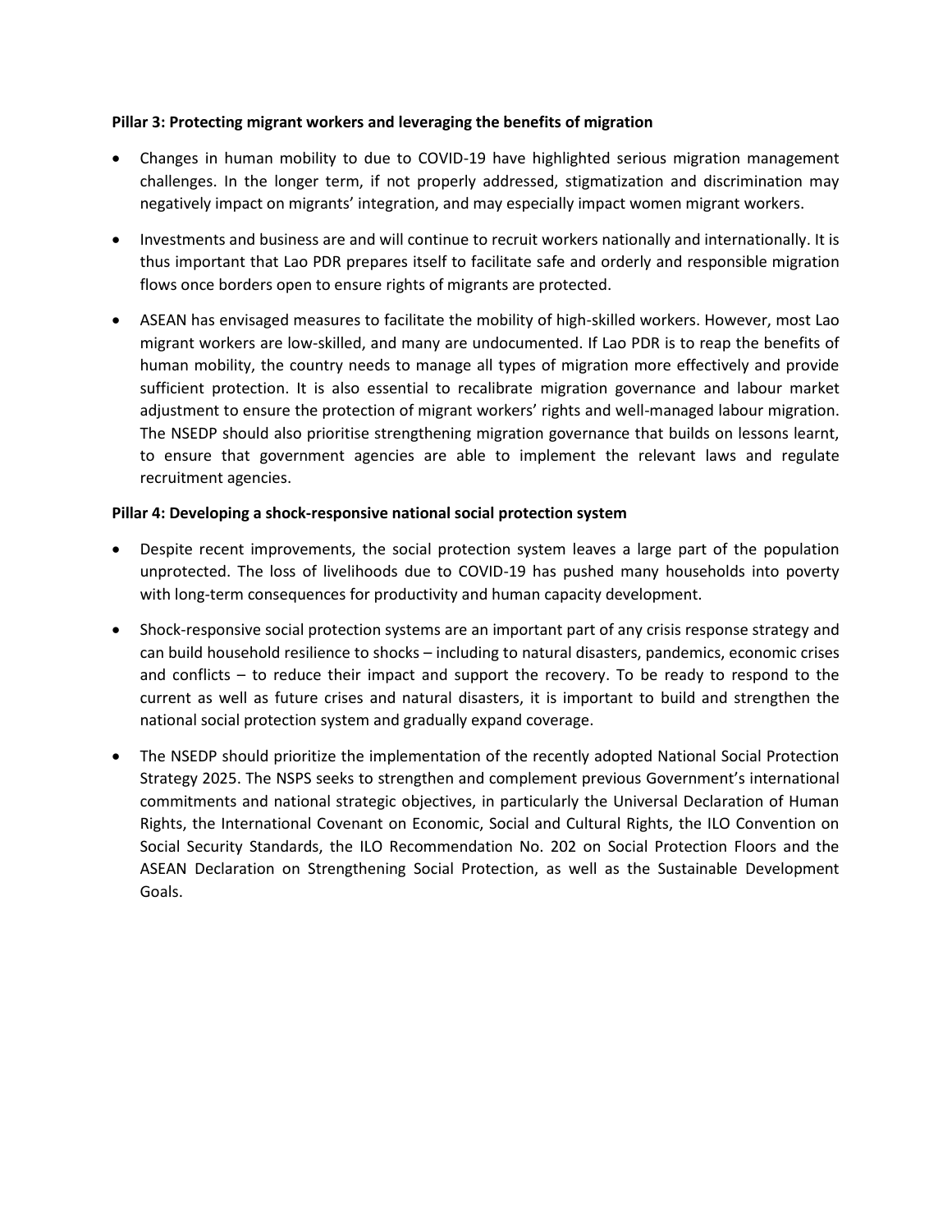**Pillar 3: Protecting migrant workers and leveraging the benefits of migration**

- Changes in human mobility to due to COVID-19 have highlighted serious migration management challenges. In the longer term, if not properly addressed, stigmatization and discrimination may negatively impact on migrants' integration, and may especially impact women migrant workers.
- Investments and business are and will continue to recruit workers nationally and internationally. It is thus important that Lao PDR prepares itself to facilitate safe and orderly and responsible migration flows once borders open to ensure rights of migrants are protected.
- ASEAN has envisaged measures to facilitate the mobility of high-skilled workers. However, most Lao migrant workers are low-skilled, and many are undocumented. If Lao PDR is to reap the benefits of human mobility, the country needs to manage all types of migration more effectively and provide sufficient protection. It is also essential to recalibrate migration governance and labour market adjustment to ensure the protection of migrant workers' rights and well-managed labour migration. The NSEDP should also prioritise strengthening migration governance that builds on lessons learnt, to ensure that government agencies are able to implement the relevant laws and regulate recruitment agencies.

**Pillar 4: Developing a shock-responsive national social protection system**

- Despite recent improvements, the social protection system leaves a large part of the population unprotected. The loss of livelihoods due to COVID-19 has pushed many households into poverty with long-term consequences for productivity and human capacity development.
- Shock-responsive social protection systems are an important part of any crisis response strategy and can build household resilience to shocks – including to natural disasters, pandemics, economic crises and conflicts – to reduce their impact and support the recovery. To be ready to respond to the current as well as future crises and natural disasters, it is important to build and strengthen the national social protection system and gradually expand coverage.
- The NSEDP should prioritize the implementation of the recently adopted National Social Protection Strategy 2025. The NSPS seeks to strengthen and complement previous Government's international commitments and national strategic objectives, in particularly the Universal Declaration of Human Rights, the International Covenant on Economic, Social and Cultural Rights, the ILO Convention on Social Security Standards, the ILO Recommendation No. 202 on Social Protection Floors and the ASEAN Declaration on Strengthening Social Protection, as well as the Sustainable Development Goals.